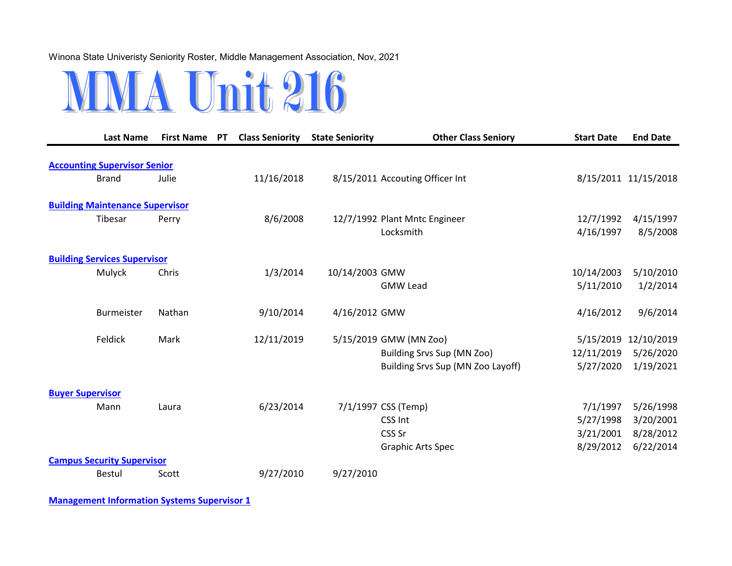Winona State Univeristy Seniority Roster, Middle Management Association, Nov, 2021

# MMA Unit 216

| | Last Name | First Name | PT | Class Seniority | State Seniority | Other Class Seniory | Start Date | End Date |
|---|---|---|---|---|---|---|---|---|
| **Accounting Supervisor Senior** | | | | | | | | |
| | Brand | Julie | | 11/16/2018 | 8/15/2011 | Accouting Officer Int | 8/15/2011 | 11/15/2018 |
| **Building Maintenance Supervisor** | | | | | | | | |
| | Tibesar | Perry | | 8/6/2008 | 12/7/1992 | Plant Mntc Engineer | 12/7/1992 | 4/15/1997 |
| | | | | | | Locksmith | 4/16/1997 | 8/5/2008 |
| **Building Services Supervisor** | | | | | | | | |
| | Mulyck | Chris | | 1/3/2014 | 10/14/2003 | GMW | 10/14/2003 | 5/10/2010 |
| | | | | | | GMW Lead | 5/11/2010 | 1/2/2014 |
| | Burmeister | Nathan | | 9/10/2014 | 4/16/2012 | GMW | 4/16/2012 | 9/6/2014 |
| | Feldick | Mark | | 12/11/2019 | 5/15/2019 | GMW (MN Zoo) | 5/15/2019 | 12/10/2019 |
| | | | | | | Building Srvs Sup (MN Zoo) | 12/11/2019 | 5/26/2020 |
| | | | | | | Building Srvs Sup (MN Zoo Layoff) | 5/27/2020 | 1/19/2021 |
| **Buyer Supervisor** | | | | | | | | |
| | Mann | Laura | | 6/23/2014 | 7/1/1997 | CSS (Temp) | 7/1/1997 | 5/26/1998 |
| | | | | | | CSS Int | 5/27/1998 | 3/20/2001 |
| | | | | | | CSS Sr | 3/21/2001 | 8/28/2012 |
| | | | | | | Graphic Arts Spec | 8/29/2012 | 6/22/2014 |
| **Campus Security Supervisor** | | | | | | | | |
| | Bestul | Scott | | 9/27/2010 | 9/27/2010 | | | |
| **Management Information Systems Supervisor 1** | | | | | | | | |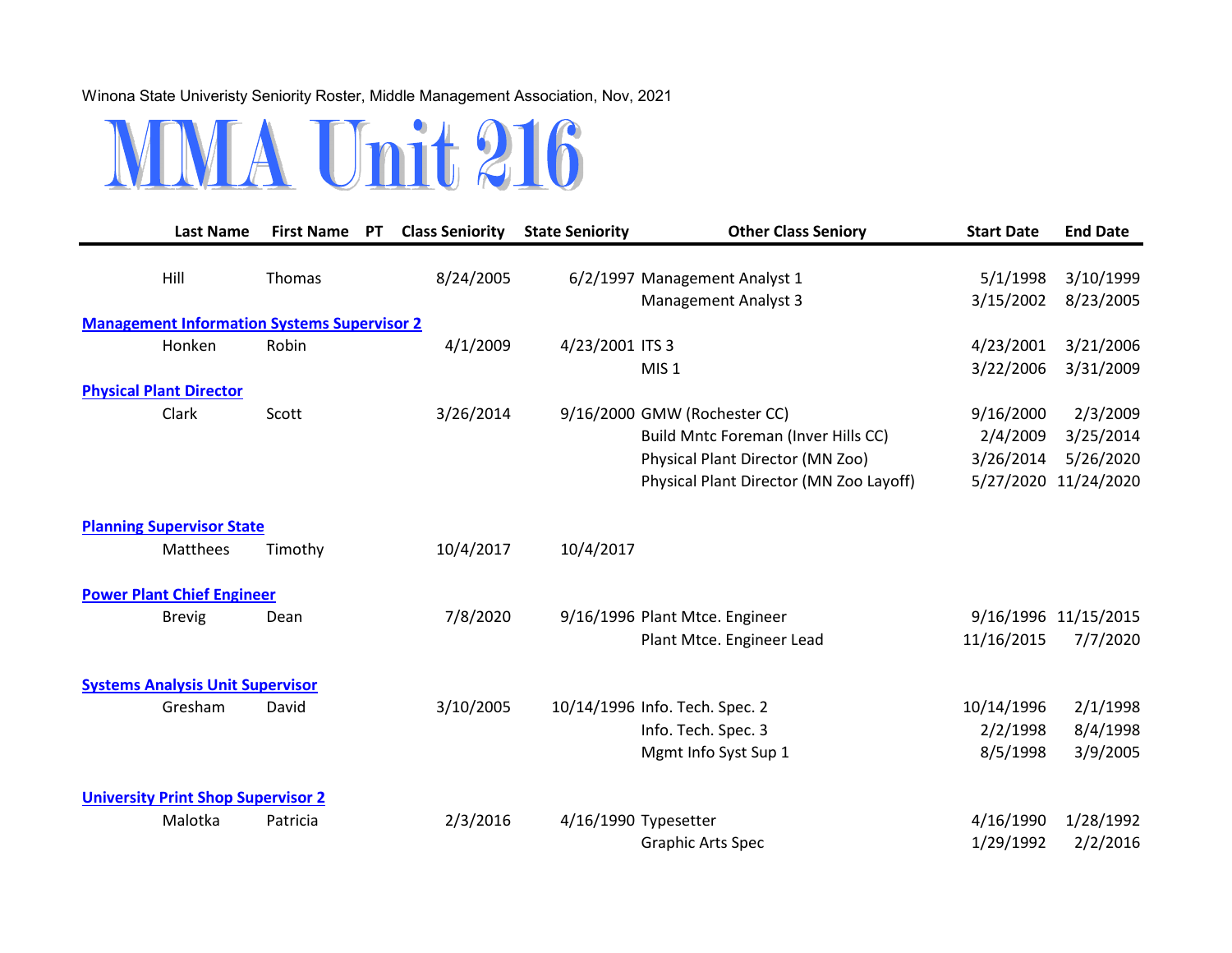Winona State Univeristy Seniority Roster, Middle Management Association, Nov, 2021

# MMA Unit 216

| Last Name | First Name | PT | Class Seniority | State Seniority | Other Class Seniory | Start Date | End Date |
|---|---|---|---|---|---|---|---|
| Hill | Thomas | | 8/24/2005 | 6/2/1997 | Management Analyst 1 | 5/1/1998 | 3/10/1999 |
| | | | | | Management Analyst 3 | 3/15/2002 | 8/23/2005 |
| **Management Information Systems Supervisor 2** | | | | | | | |
| Honken | Robin | | 4/1/2009 | 4/23/2001 | ITS 3 | 4/23/2001 | 3/21/2006 |
| | | | | | MIS 1 | 3/22/2006 | 3/31/2009 |
| **Physical Plant Director** | | | | | | | |
| Clark | Scott | | 3/26/2014 | 9/16/2000 | GMW (Rochester CC) | 9/16/2000 | 2/3/2009 |
| | | | | | Build Mntc Foreman (Inver Hills CC) | 2/4/2009 | 3/25/2014 |
| | | | | | Physical Plant Director (MN Zoo) | 3/26/2014 | 5/26/2020 |
| | | | | | Physical Plant Director (MN Zoo Layoff) | 5/27/2020 | 11/24/2020 |
| **Planning Supervisor State** | | | | | | | |
| Matthees | Timothy | | 10/4/2017 | 10/4/2017 | | | |
| **Power Plant Chief Engineer** | | | | | | | |
| Brevig | Dean | | 7/8/2020 | 9/16/1996 | Plant Mtce. Engineer | 9/16/1996 | 11/15/2015 |
| | | | | | Plant Mtce. Engineer Lead | 11/16/2015 | 7/7/2020 |
| **Systems Analysis Unit Supervisor** | | | | | | | |
| Gresham | David | | 3/10/2005 | 10/14/1996 | Info. Tech. Spec. 2 | 10/14/1996 | 2/1/1998 |
| | | | | | Info. Tech. Spec. 3 | 2/2/1998 | 8/4/1998 |
| | | | | | Mgmt Info Syst Sup 1 | 8/5/1998 | 3/9/2005 |
| **University Print Shop Supervisor 2** | | | | | | | |
| Malotka | Patricia | | 2/3/2016 | 4/16/1990 | Typesetter | 4/16/1990 | 1/28/1992 |
| | | | | | Graphic Arts Spec | 1/29/1992 | 2/2/2016 |